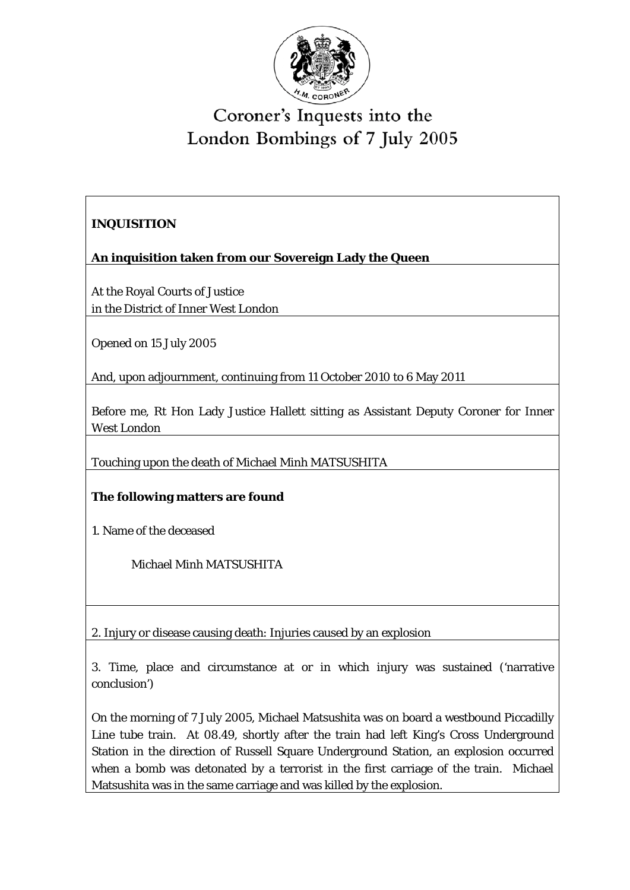# Coroner's Inquests into the London Bombings of 7 July 2005

**INQUISITION**

**An inquisition taken from our Sovereign Lady the Queen**

At the Royal Courts of Justice
in the District of Inner West London

Opened on 15 July 2005

And, upon adjournment, continuing from 11 October 2010 to 6 May 2011

Before me, Rt Hon Lady Justice Hallett sitting as Assistant Deputy Coroner for Inner West London

Touching upon the death of Michael Minh MATSUSHITA

**The following matters are found**

1. Name of the deceased

Michael Minh MATSUSHITA

2. Injury or disease causing death: Injuries caused by an explosion

3. Time, place and circumstance at or in which injury was sustained ('narrative conclusion')

On the morning of 7 July 2005, Michael Matsushita was on board a westbound Piccadilly Line tube train. At 08.49, shortly after the train had left King's Cross Underground Station in the direction of Russell Square Underground Station, an explosion occurred when a bomb was detonated by a terrorist in the first carriage of the train. Michael Matsushita was in the same carriage and was killed by the explosion.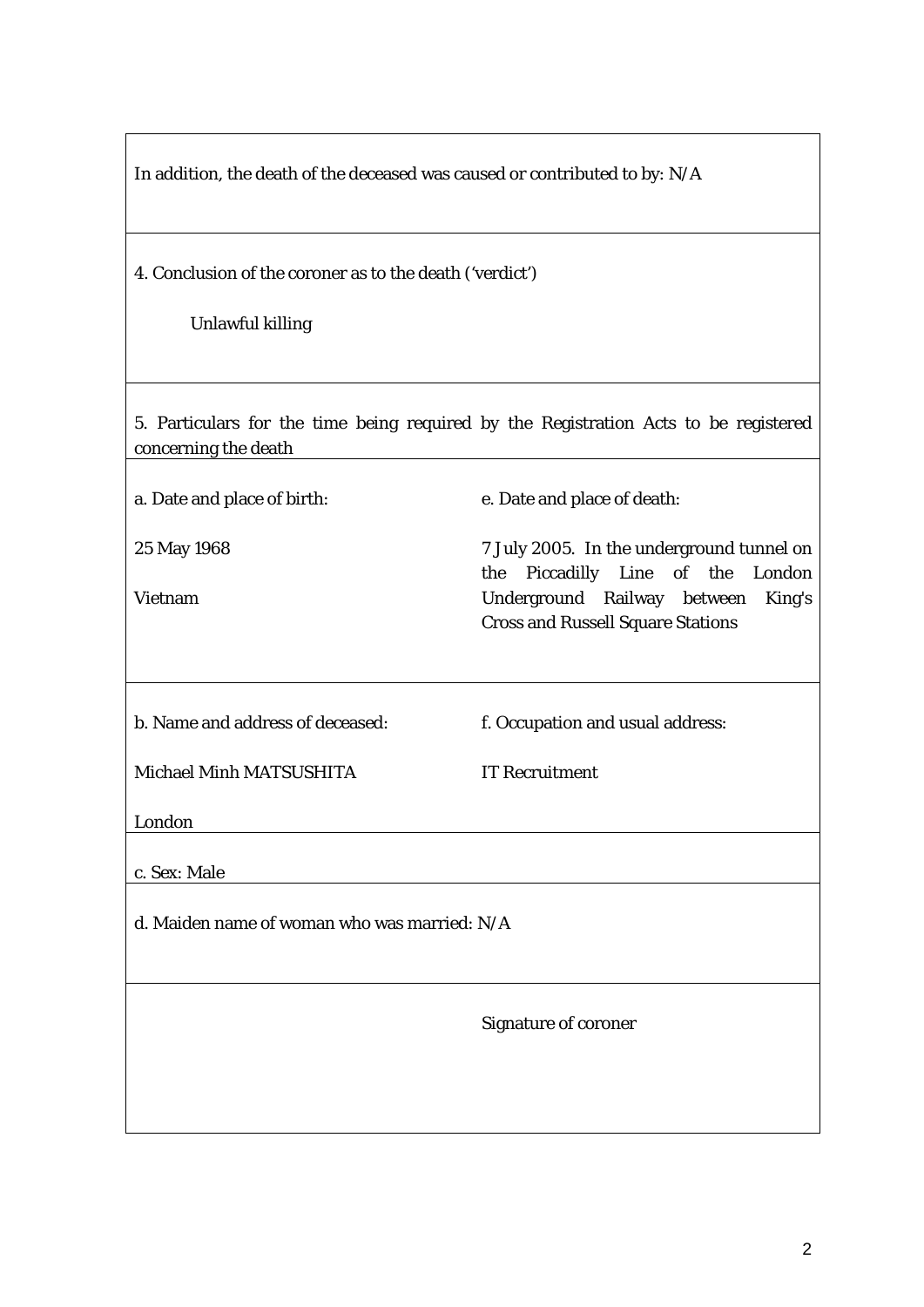In addition, the death of the deceased was caused or contributed to by: N/A

4. Conclusion of the coroner as to the death ('verdict')

Unlawful killing

5. Particulars for the time being required by the Registration Acts to be registered concerning the death

| | |
|---|---|
| a. Date and place of birth:<br><br>25 May 1968<br><br>Vietnam | e. Date and place of death:<br><br>7 July 2005. In the underground tunnel on the Piccadilly Line of the London Underground Railway between King's Cross and Russell Square Stations |
| b. Name and address of deceased:<br><br>Michael Minh MATSUSHITA<br><br>London | f. Occupation and usual address:<br><br>IT Recruitment |
| c. Sex: Male | |
| d. Maiden name of woman who was married: N/A | |
| | Signature of coroner |